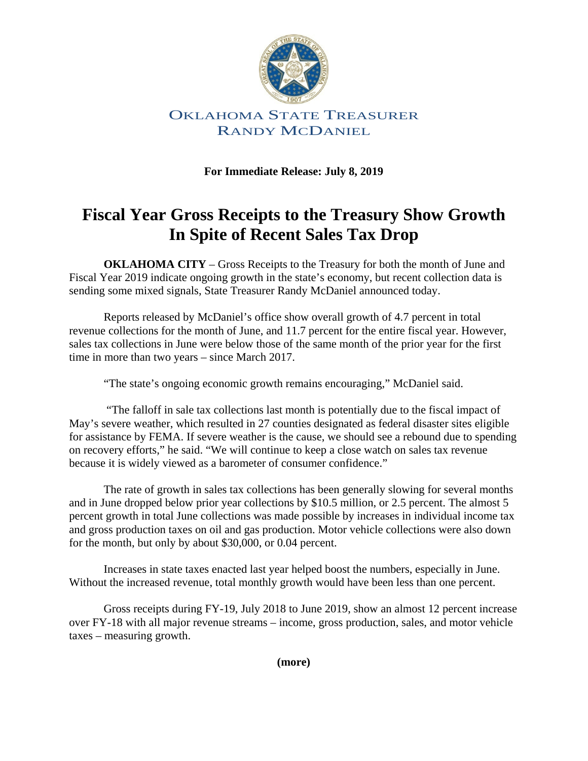OKLAHOMA STATE TREASURER
RANDY MCDANIEL

**For Immediate Release: July 8, 2019**

# Fiscal Year Gross Receipts to the Treasury Show Growth In Spite of Recent Sales Tax Drop

**OKLAHOMA CITY** – Gross Receipts to the Treasury for both the month of June and Fiscal Year 2019 indicate ongoing growth in the state's economy, but recent collection data is sending some mixed signals, State Treasurer Randy McDaniel announced today.

Reports released by McDaniel's office show overall growth of 4.7 percent in total revenue collections for the month of June, and 11.7 percent for the entire fiscal year. However, sales tax collections in June were below those of the same month of the prior year for the first time in more than two years – since March 2017.

"The state's ongoing economic growth remains encouraging," McDaniel said.

"The falloff in sale tax collections last month is potentially due to the fiscal impact of May's severe weather, which resulted in 27 counties designated as federal disaster sites eligible for assistance by FEMA. If severe weather is the cause, we should see a rebound due to spending on recovery efforts," he said. "We will continue to keep a close watch on sales tax revenue because it is widely viewed as a barometer of consumer confidence."

The rate of growth in sales tax collections has been generally slowing for several months and in June dropped below prior year collections by $10.5 million, or 2.5 percent. The almost 5 percent growth in total June collections was made possible by increases in individual income tax and gross production taxes on oil and gas production. Motor vehicle collections were also down for the month, but only by about $30,000, or 0.04 percent.

Increases in state taxes enacted last year helped boost the numbers, especially in June. Without the increased revenue, total monthly growth would have been less than one percent.

Gross receipts during FY-19, July 2018 to June 2019, show an almost 12 percent increase over FY-18 with all major revenue streams – income, gross production, sales, and motor vehicle taxes – measuring growth.

**(more)**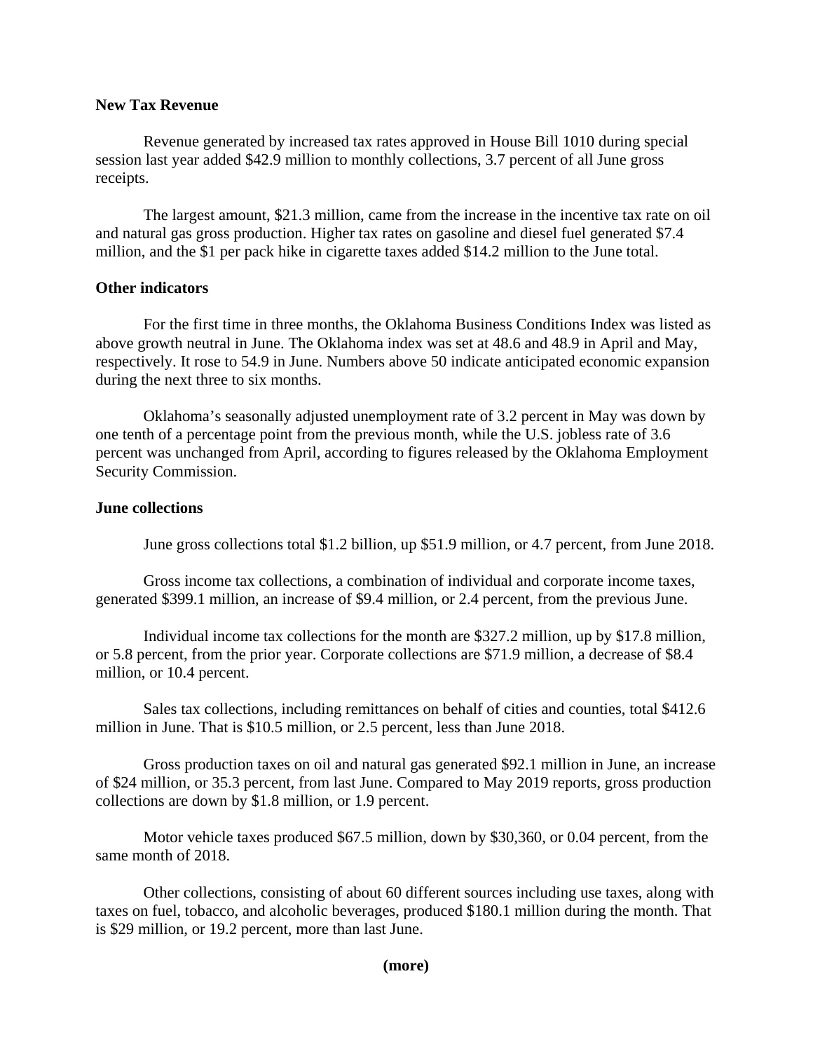**New Tax Revenue**

Revenue generated by increased tax rates approved in House Bill 1010 during special session last year added $42.9 million to monthly collections, 3.7 percent of all June gross receipts.

The largest amount, $21.3 million, came from the increase in the incentive tax rate on oil and natural gas gross production. Higher tax rates on gasoline and diesel fuel generated $7.4 million, and the $1 per pack hike in cigarette taxes added $14.2 million to the June total.

**Other indicators**

For the first time in three months, the Oklahoma Business Conditions Index was listed as above growth neutral in June. The Oklahoma index was set at 48.6 and 48.9 in April and May, respectively. It rose to 54.9 in June. Numbers above 50 indicate anticipated economic expansion during the next three to six months.

Oklahoma's seasonally adjusted unemployment rate of 3.2 percent in May was down by one tenth of a percentage point from the previous month, while the U.S. jobless rate of 3.6 percent was unchanged from April, according to figures released by the Oklahoma Employment Security Commission.

**June collections**

June gross collections total $1.2 billion, up $51.9 million, or 4.7 percent, from June 2018.

Gross income tax collections, a combination of individual and corporate income taxes, generated $399.1 million, an increase of $9.4 million, or 2.4 percent, from the previous June.

Individual income tax collections for the month are $327.2 million, up by $17.8 million, or 5.8 percent, from the prior year. Corporate collections are $71.9 million, a decrease of $8.4 million, or 10.4 percent.

Sales tax collections, including remittances on behalf of cities and counties, total $412.6 million in June. That is $10.5 million, or 2.5 percent, less than June 2018.

Gross production taxes on oil and natural gas generated $92.1 million in June, an increase of $24 million, or 35.3 percent, from last June. Compared to May 2019 reports, gross production collections are down by $1.8 million, or 1.9 percent.

Motor vehicle taxes produced $67.5 million, down by $30,360, or 0.04 percent, from the same month of 2018.

Other collections, consisting of about 60 different sources including use taxes, along with taxes on fuel, tobacco, and alcoholic beverages, produced $180.1 million during the month. That is $29 million, or 19.2 percent, more than last June.

**(more)**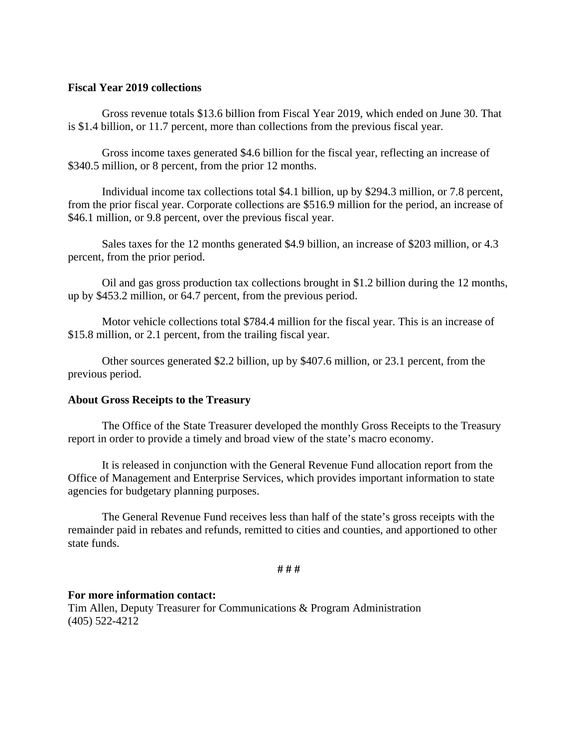**Fiscal Year 2019 collections**

Gross revenue totals $13.6 billion from Fiscal Year 2019, which ended on June 30. That is $1.4 billion, or 11.7 percent, more than collections from the previous fiscal year.

Gross income taxes generated $4.6 billion for the fiscal year, reflecting an increase of $340.5 million, or 8 percent, from the prior 12 months.

Individual income tax collections total $4.1 billion, up by $294.3 million, or 7.8 percent, from the prior fiscal year. Corporate collections are $516.9 million for the period, an increase of $46.1 million, or 9.8 percent, over the previous fiscal year.

Sales taxes for the 12 months generated $4.9 billion, an increase of $203 million, or 4.3 percent, from the prior period.

Oil and gas gross production tax collections brought in $1.2 billion during the 12 months, up by $453.2 million, or 64.7 percent, from the previous period.

Motor vehicle collections total $784.4 million for the fiscal year. This is an increase of $15.8 million, or 2.1 percent, from the trailing fiscal year.

Other sources generated $2.2 billion, up by $407.6 million, or 23.1 percent, from the previous period.

**About Gross Receipts to the Treasury**

The Office of the State Treasurer developed the monthly Gross Receipts to the Treasury report in order to provide a timely and broad view of the state's macro economy.

It is released in conjunction with the General Revenue Fund allocation report from the Office of Management and Enterprise Services, which provides important information to state agencies for budgetary planning purposes.

The General Revenue Fund receives less than half of the state's gross receipts with the remainder paid in rebates and refunds, remitted to cities and counties, and apportioned to other state funds.

# # #

**For more information contact:**
Tim Allen, Deputy Treasurer for Communications & Program Administration
(405) 522-4212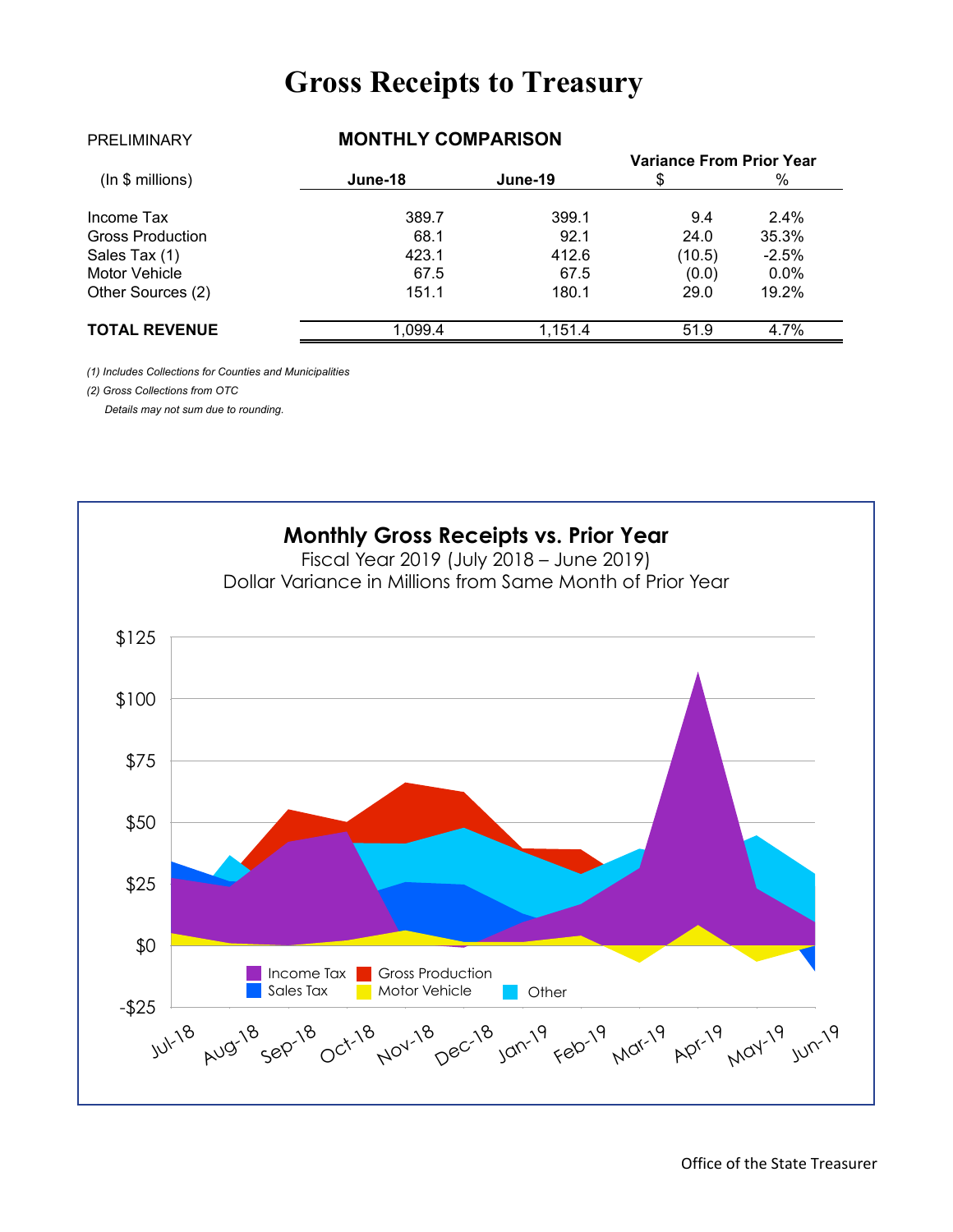# Gross Receipts to Treasury

PRELIMINARY

**MONTHLY COMPARISON**

| (In $ millions) | June-18 | June-19 | Variance From Prior Year $ | % |
|---|---|---|---|---|
| Income Tax | 389.7 | 399.1 | 9.4 | 2.4% |
| Gross Production | 68.1 | 92.1 | 24.0 | 35.3% |
| Sales Tax (1) | 423.1 | 412.6 | (10.5) | -2.5% |
| Motor Vehicle | 67.5 | 67.5 | (0.0) | 0.0% |
| Other Sources (2) | 151.1 | 180.1 | 29.0 | 19.2% |
| **TOTAL REVENUE** | 1,099.4 | 1,151.4 | 51.9 | 4.7% |

*(1) Includes Collections for Counties and Municipalities*

*(2) Gross Collections from OTC*

*Details may not sum due to rounding.*

**Monthly Gross Receipts vs. Prior Year**

Fiscal Year 2019 (July 2018 – June 2019)

Dollar Variance in Millions from Same Month of Prior Year

Office of the State Treasurer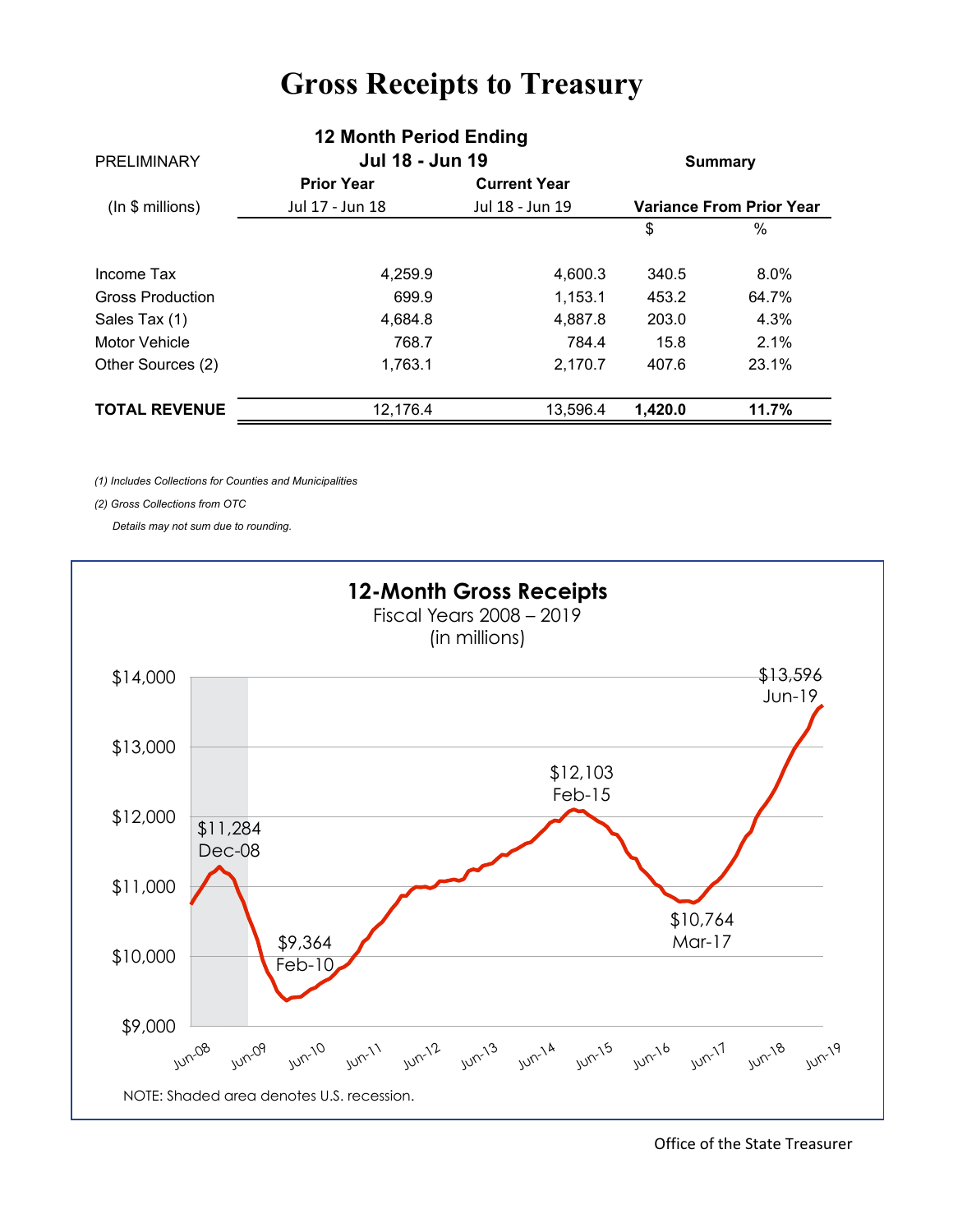# Gross Receipts to Treasury

| PRELIMINARY | 12 Month Period Ending Jul 18 - Jun 19 | | Summary | |
|---|---|---|---|---|
| | Prior Year | Current Year | | |
| (In $ millions) | Jul 17 - Jun 18 | Jul 18 - Jun 19 | Variance From Prior Year | |
| | | | $ | % |
| Income Tax | 4,259.9 | 4,600.3 | 340.5 | 8.0% |
| Gross Production | 699.9 | 1,153.1 | 453.2 | 64.7% |
| Sales Tax (1) | 4,684.8 | 4,887.8 | 203.0 | 4.3% |
| Motor Vehicle | 768.7 | 784.4 | 15.8 | 2.1% |
| Other Sources (2) | 1,763.1 | 2,170.7 | 407.6 | 23.1% |
| **TOTAL REVENUE** | 12,176.4 | 13,596.4 | **1,420.0** | **11.7%** |

*(1) Includes Collections for Counties and Municipalities*

*(2) Gross Collections from OTC*

*Details may not sum due to rounding.*

**12-Month Gross Receipts**
Fiscal Years 2008 – 2019
(in millions)

NOTE: Shaded area denotes U.S. recession.

Office of the State Treasurer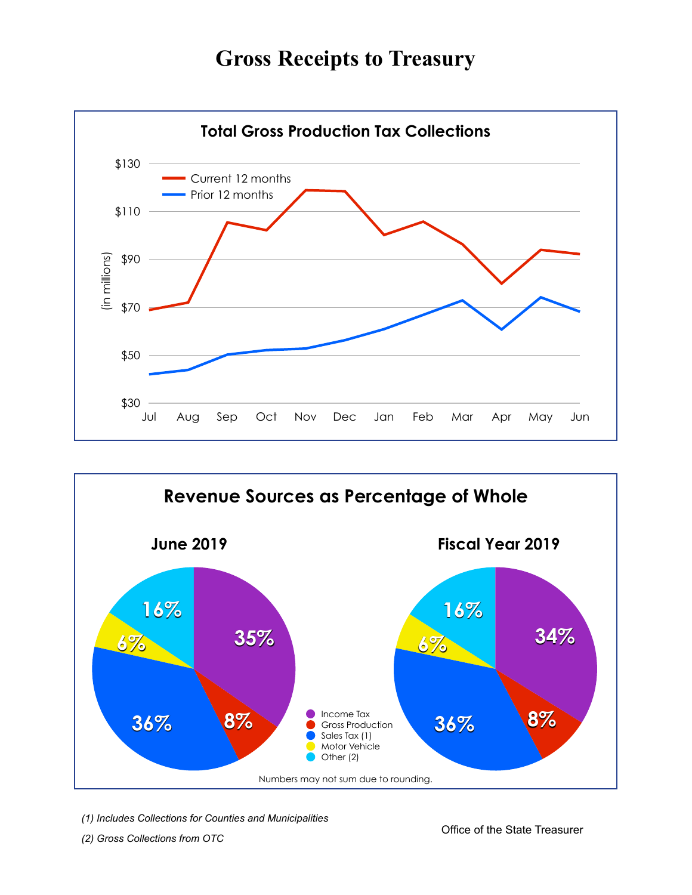# Gross Receipts to Treasury

## Total Gross Production Tax Collections

$130
$110
$90
$70
$50
$30

(in millions)

Current 12 months
Prior 12 months

Jul Aug Sep Oct Nov Dec Jan Feb Mar Apr May Jun

## Revenue Sources as Percentage of Whole

### June 2019

35%
8%
36%
6%
16%

### Fiscal Year 2019

34%
8%
36%
6%
16%

Income Tax
Gross Production
Sales Tax (1)
Motor Vehicle
Other (2)

Numbers may not sum due to rounding.

*(1) Includes Collections for Counties and Municipalities*

*(2) Gross Collections from OTC*

Office of the State Treasurer